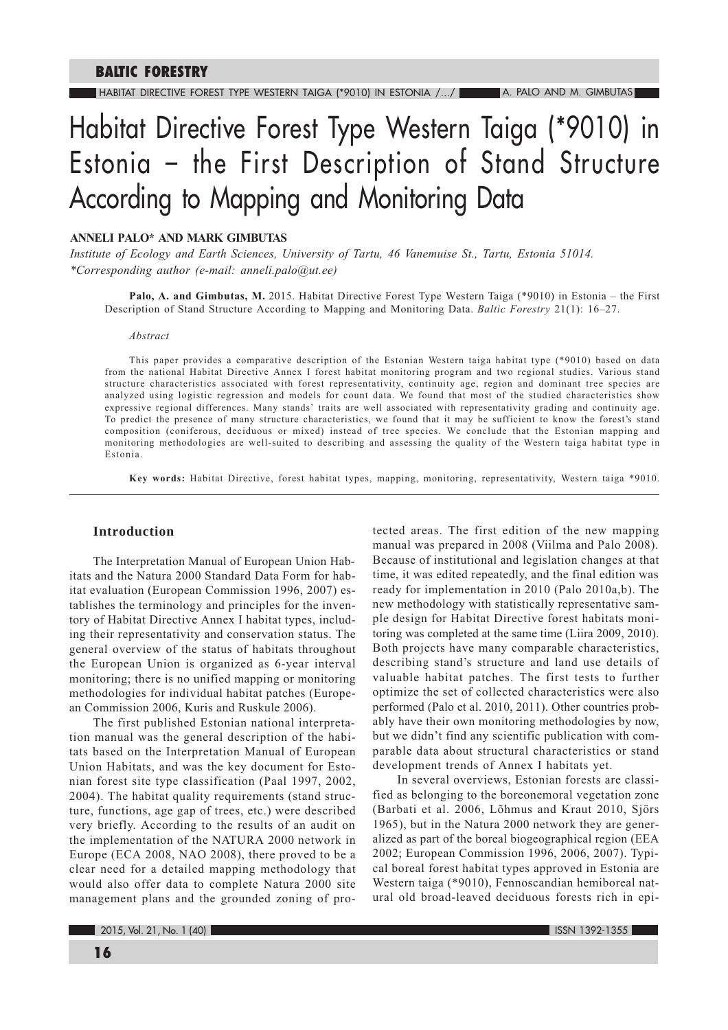# Habitat Directive Forest Type Western Taiga (*9010) in Estonia – the First Description of Stand Structure According to Mapping and Monitoring Data

**ANNELI PALO* AND MARK GIMBUTAS**

*Institute of Ecology and Earth Sciences, University of Tartu, 46 Vanemuise St., Tartu, Estonia 51014.*
*\*Corresponding author (e-mail: anneli.palo@ut.ee)*

**Palo, A. and Gimbutas, M.** 2015. Habitat Directive Forest Type Western Taiga (*9010) in Estonia – the First Description of Stand Structure According to Mapping and Monitoring Data. *Baltic Forestry* 21(1): 16–27.

*Abstract*

This paper provides a comparative description of the Estonian Western taiga habitat type (*9010) based on data from the national Habitat Directive Annex I forest habitat monitoring program and two regional studies. Various stand structure characteristics associated with forest representativity, continuity age, region and dominant tree species are analyzed using logistic regression and models for count data. We found that most of the studied characteristics show expressive regional differences. Many stands' traits are well associated with representativity grading and continuity age. To predict the presence of many structure characteristics, we found that it may be sufficient to know the forest's stand composition (coniferous, deciduous or mixed) instead of tree species. We conclude that the Estonian mapping and monitoring methodologies are well-suited to describing and assessing the quality of the Western taiga habitat type in Estonia.

**Key words:** Habitat Directive, forest habitat types, mapping, monitoring, representativity, Western taiga *9010.

## Introduction

The Interpretation Manual of European Union Habitats and the Natura 2000 Standard Data Form for habitat evaluation (European Commission 1996, 2007) establishes the terminology and principles for the inventory of Habitat Directive Annex I habitat types, including their representativity and conservation status. The general overview of the status of habitats throughout the European Union is organized as 6-year interval monitoring; there is no unified mapping or monitoring methodologies for individual habitat patches (European Commission 2006, Kuris and Ruskule 2006).

The first published Estonian national interpretation manual was the general description of the habitats based on the Interpretation Manual of European Union Habitats, and was the key document for Estonian forest site type classification (Paal 1997, 2002, 2004). The habitat quality requirements (stand structure, functions, age gap of trees, etc.) were described very briefly. According to the results of an audit on the implementation of the NATURA 2000 network in Europe (ECA 2008, NAO 2008), there proved to be a clear need for a detailed mapping methodology that would also offer data to complete Natura 2000 site management plans and the grounded zoning of protected areas. The first edition of the new mapping manual was prepared in 2008 (Viilma and Palo 2008). Because of institutional and legislation changes at that time, it was edited repeatedly, and the final edition was ready for implementation in 2010 (Palo 2010a,b). The new methodology with statistically representative sample design for Habitat Directive forest habitats monitoring was completed at the same time (Liira 2009, 2010). Both projects have many comparable characteristics, describing stand's structure and land use details of valuable habitat patches. The first tests to further optimize the set of collected characteristics were also performed (Palo et al. 2010, 2011). Other countries probably have their own monitoring methodologies by now, but we didn't find any scientific publication with comparable data about structural characteristics or stand development trends of Annex I habitats yet.

In several overviews, Estonian forests are classified as belonging to the boreonemoral vegetation zone (Barbati et al. 2006, Lõhmus and Kraut 2010, Sjörs 1965), but in the Natura 2000 network they are generalized as part of the boreal biogeographical region (EEA 2002; European Commission 1996, 2006, 2007). Typical boreal forest habitat types approved in Estonia are Western taiga (*9010), Fennoscandian hemiboreal natural old broad-leaved deciduous forests rich in epi-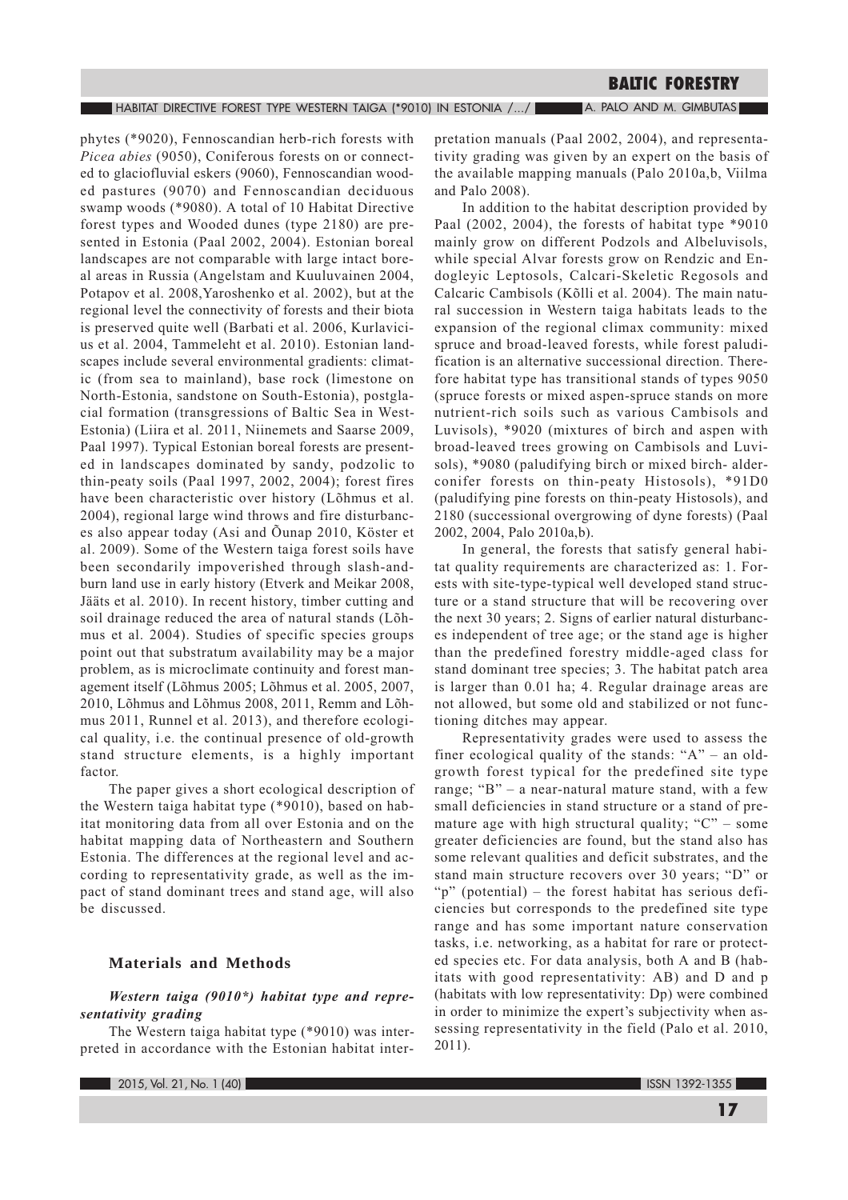phytes (*9020), Fennoscandian herb-rich forests with *Picea abies* (9050), Coniferous forests on or connected to glaciofluvial eskers (9060), Fennoscandian wooded pastures (9070) and Fennoscandian deciduous swamp woods (*9080). A total of 10 Habitat Directive forest types and Wooded dunes (type 2180) are presented in Estonia (Paal 2002, 2004). Estonian boreal landscapes are not comparable with large intact boreal areas in Russia (Angelstam and Kuuluvainen 2004, Potapov et al. 2008,Yaroshenko et al. 2002), but at the regional level the connectivity of forests and their biota is preserved quite well (Barbati et al. 2006, Kurlavicius et al. 2004, Tammeleht et al. 2010). Estonian landscapes include several environmental gradients: climatic (from sea to mainland), base rock (limestone on North-Estonia, sandstone on South-Estonia), postglacial formation (transgressions of Baltic Sea in West-Estonia) (Liira et al. 2011, Niinemets and Saarse 2009, Paal 1997). Typical Estonian boreal forests are presented in landscapes dominated by sandy, podzolic to thin-peaty soils (Paal 1997, 2002, 2004); forest fires have been characteristic over history (Lõhmus et al. 2004), regional large wind throws and fire disturbances also appear today (Asi and Õunap 2010, Köster et al. 2009). Some of the Western taiga forest soils have been secondarily impoverished through slash-and-burn land use in early history (Etverk and Meikar 2008, Jääts et al. 2010). In recent history, timber cutting and soil drainage reduced the area of natural stands (Lõhmus et al. 2004). Studies of specific species groups point out that substratum availability may be a major problem, as is microclimate continuity and forest management itself (Lõhmus 2005; Lõhmus et al. 2005, 2007, 2010, Lõhmus and Lõhmus 2008, 2011, Remm and Lõhmus 2011, Runnel et al. 2013), and therefore ecological quality, i.e. the continual presence of old-growth stand structure elements, is a highly important factor.

The paper gives a short ecological description of the Western taiga habitat type (*9010), based on habitat monitoring data from all over Estonia and on the habitat mapping data of Northeastern and Southern Estonia. The differences at the regional level and according to representativity grade, as well as the impact of stand dominant trees and stand age, will also be discussed.

## Materials and Methods

### *Western taiga (9010*) habitat type and representativity grading*

The Western taiga habitat type (*9010) was interpreted in accordance with the Estonian habitat interpretation manuals (Paal 2002, 2004), and representativity grading was given by an expert on the basis of the available mapping manuals (Palo 2010a,b, Viilma and Palo 2008).

In addition to the habitat description provided by Paal (2002, 2004), the forests of habitat type *9010 mainly grow on different Podzols and Albeluvisols, while special Alvar forests grow on Rendzic and Endogleyic Leptosols, Calcari-Skeletic Regosols and Calcaric Cambisols (Kõlli et al. 2004). The main natural succession in Western taiga habitats leads to the expansion of the regional climax community: mixed spruce and broad-leaved forests, while forest paludification is an alternative successional direction. Therefore habitat type has transitional stands of types 9050 (spruce forests or mixed aspen-spruce stands on more nutrient-rich soils such as various Cambisols and Luvisols), *9020 (mixtures of birch and aspen with broad-leaved trees growing on Cambisols and Luvisols), *9080 (paludifying birch or mixed birch- alder-conifer forests on thin-peaty Histosols), *91D0 (paludifying pine forests on thin-peaty Histosols), and 2180 (successional overgrowing of dyne forests) (Paal 2002, 2004, Palo 2010a,b).

In general, the forests that satisfy general habitat quality requirements are characterized as: 1. Forests with site-type-typical well developed stand structure or a stand structure that will be recovering over the next 30 years; 2. Signs of earlier natural disturbances independent of tree age; or the stand age is higher than the predefined forestry middle-aged class for stand dominant tree species; 3. The habitat patch area is larger than 0.01 ha; 4. Regular drainage areas are not allowed, but some old and stabilized or not functioning ditches may appear.

Representativity grades were used to assess the finer ecological quality of the stands: "A" – an old-growth forest typical for the predefined site type range; "B" – a near-natural mature stand, with a few small deficiencies in stand structure or a stand of premature age with high structural quality; "C" – some greater deficiencies are found, but the stand also has some relevant qualities and deficit substrates, and the stand main structure recovers over 30 years; "D" or "p" (potential) – the forest habitat has serious deficiencies but corresponds to the predefined site type range and has some important nature conservation tasks, i.e. networking, as a habitat for rare or protected species etc. For data analysis, both A and B (habitats with good representativity: AB) and D and p (habitats with low representativity: Dp) were combined in order to minimize the expert's subjectivity when assessing representativity in the field (Palo et al. 2010, 2011).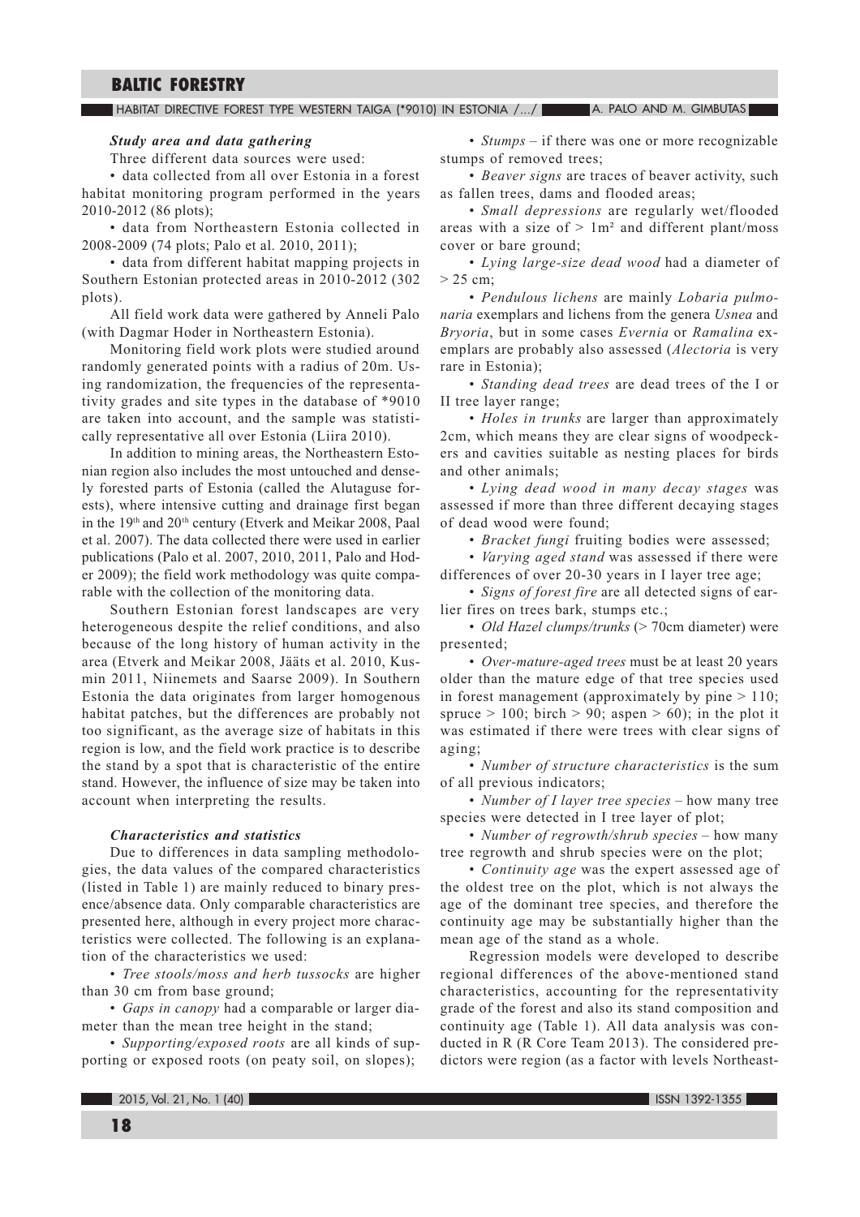### *Study area and data gathering*

Three different data sources were used:

- data collected from all over Estonia in a forest habitat monitoring program performed in the years 2010-2012 (86 plots);
- data from Northeastern Estonia collected in 2008-2009 (74 plots; Palo et al. 2010, 2011);
- data from different habitat mapping projects in Southern Estonian protected areas in 2010-2012 (302 plots).

All field work data were gathered by Anneli Palo (with Dagmar Hoder in Northeastern Estonia).

Monitoring field work plots were studied around randomly generated points with a radius of 20m. Using randomization, the frequencies of the representativity grades and site types in the database of *9010 are taken into account, and the sample was statistically representative all over Estonia (Liira 2010).

In addition to mining areas, the Northeastern Estonian region also includes the most untouched and densely forested parts of Estonia (called the Alutaguse forests), where intensive cutting and drainage first began in the 19th and 20th century (Etverk and Meikar 2008, Paal et al. 2007). The data collected there were used in earlier publications (Palo et al. 2007, 2010, 2011, Palo and Hoder 2009); the field work methodology was quite comparable with the collection of the monitoring data.

Southern Estonian forest landscapes are very heterogeneous despite the relief conditions, and also because of the long history of human activity in the area (Etverk and Meikar 2008, Jääts et al. 2010, Kusmin 2011, Niinemets and Saarse 2009). In Southern Estonia the data originates from larger homogenous habitat patches, but the differences are probably not too significant, as the average size of habitats in this region is low, and the field work practice is to describe the stand by a spot that is characteristic of the entire stand. However, the influence of size may be taken into account when interpreting the results.

### *Characteristics and statistics*

Due to differences in data sampling methodologies, the data values of the compared characteristics (listed in Table 1) are mainly reduced to binary presence/absence data. Only comparable characteristics are presented here, although in every project more characteristics were collected. The following is an explanation of the characteristics we used:

- *Tree stools/moss and herb tussocks* are higher than 30 cm from base ground;
- *Gaps in canopy* had a comparable or larger diameter than the mean tree height in the stand;
- *Supporting/exposed roots* are all kinds of supporting or exposed roots (on peaty soil, on slopes);
- *Stumps* – if there was one or more recognizable stumps of removed trees;
- *Beaver signs* are traces of beaver activity, such as fallen trees, dams and flooded areas;
- *Small depressions* are regularly wet/flooded areas with a size of > 1m² and different plant/moss cover or bare ground;
- *Lying large-size dead wood* had a diameter of > 25 cm;
- *Pendulous lichens* are mainly *Lobaria pulmonaria* exemplars and lichens from the genera *Usnea* and *Bryoria*, but in some cases *Evernia* or *Ramalina* exemplars are probably also assessed (*Alectoria* is very rare in Estonia);
- *Standing dead trees* are dead trees of the I or II tree layer range;
- *Holes in trunks* are larger than approximately 2cm, which means they are clear signs of woodpeckers and cavities suitable as nesting places for birds and other animals;
- *Lying dead wood in many decay stages* was assessed if more than three different decaying stages of dead wood were found;
- *Bracket fungi* fruiting bodies were assessed;
- *Varying aged stand* was assessed if there were differences of over 20-30 years in I layer tree age;
- *Signs of forest fire* are all detected signs of earlier fires on trees bark, stumps etc.;
- *Old Hazel clumps/trunks* (> 70cm diameter) were presented;
- *Over-mature-aged trees* must be at least 20 years older than the mature edge of that tree species used in forest management (approximately by pine > 110; spruce > 100; birch > 90; aspen > 60); in the plot it was estimated if there were trees with clear signs of aging;
- *Number of structure characteristics* is the sum of all previous indicators;
- *Number of I layer tree species* – how many tree species were detected in I tree layer of plot;
- *Number of regrowth/shrub species* – how many tree regrowth and shrub species were on the plot;
- *Continuity age* was the expert assessed age of the oldest tree on the plot, which is not always the age of the dominant tree species, and therefore the continuity age may be substantially higher than the mean age of the stand as a whole.

Regression models were developed to describe regional differences of the above-mentioned stand characteristics, accounting for the representativity grade of the forest and also its stand composition and continuity age (Table 1). All data analysis was conducted in R (R Core Team 2013). The considered predictors were region (as a factor with levels Northeast-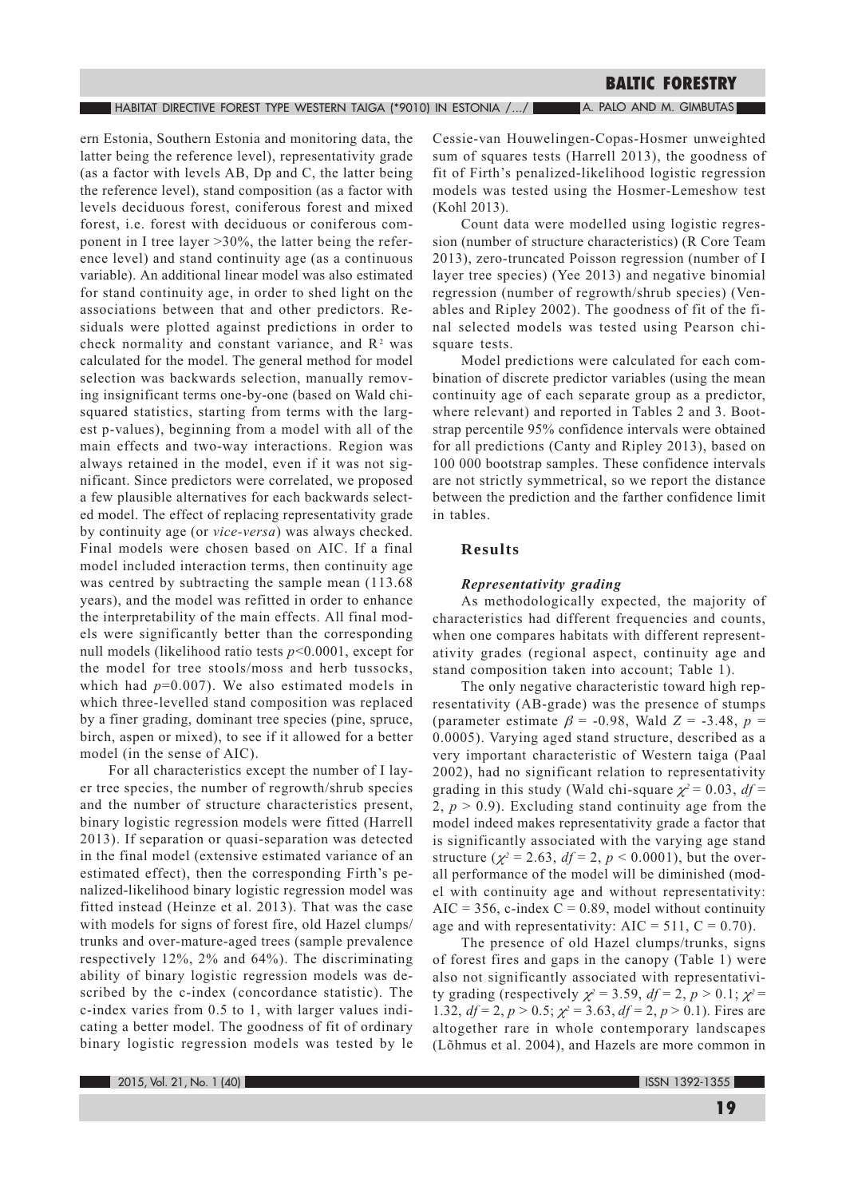ern Estonia, Southern Estonia and monitoring data, the latter being the reference level), representativity grade (as a factor with levels AB, Dp and C, the latter being the reference level), stand composition (as a factor with levels deciduous forest, coniferous forest and mixed forest, i.e. forest with deciduous or coniferous component in I tree layer >30%, the latter being the reference level) and stand continuity age (as a continuous variable). An additional linear model was also estimated for stand continuity age, in order to shed light on the associations between that and other predictors. Residuals were plotted against predictions in order to check normality and constant variance, and $R^2$ was calculated for the model. The general method for model selection was backwards selection, manually removing insignificant terms one-by-one (based on Wald chi-squared statistics, starting from terms with the largest p-values), beginning from a model with all of the main effects and two-way interactions. Region was always retained in the model, even if it was not significant. Since predictors were correlated, we proposed a few plausible alternatives for each backwards selected model. The effect of replacing representativity grade by continuity age (or *vice-versa*) was always checked. Final models were chosen based on AIC. If a final model included interaction terms, then continuity age was centred by subtracting the sample mean (113.68 years), and the model was refitted in order to enhance the interpretability of the main effects. All final models were significantly better than the corresponding null models (likelihood ratio tests $p$<0.0001, except for the model for tree stools/moss and herb tussocks, which had $p$=0.007). We also estimated models in which three-levelled stand composition was replaced by a finer grading, dominant tree species (pine, spruce, birch, aspen or mixed), to see if it allowed for a better model (in the sense of AIC).

For all characteristics except the number of I layer tree species, the number of regrowth/shrub species and the number of structure characteristics present, binary logistic regression models were fitted (Harrell 2013). If separation or quasi-separation was detected in the final model (extensive estimated variance of an estimated effect), then the corresponding Firth's penalized-likelihood binary logistic regression model was fitted instead (Heinze et al. 2013). That was the case with models for signs of forest fire, old Hazel clumps/trunks and over-mature-aged trees (sample prevalence respectively 12%, 2% and 64%). The discriminating ability of binary logistic regression models was described by the c-index (concordance statistic). The c-index varies from 0.5 to 1, with larger values indicating a better model. The goodness of fit of ordinary binary logistic regression models was tested by le Cessie-van Houwelingen-Copas-Hosmer unweighted sum of squares tests (Harrell 2013), the goodness of fit of Firth's penalized-likelihood logistic regression models was tested using the Hosmer-Lemeshow test (Kohl 2013).

Count data were modelled using logistic regression (number of structure characteristics) (R Core Team 2013), zero-truncated Poisson regression (number of I layer tree species) (Yee 2013) and negative binomial regression (number of regrowth/shrub species) (Venables and Ripley 2002). The goodness of fit of the final selected models was tested using Pearson chi-square tests.

Model predictions were calculated for each combination of discrete predictor variables (using the mean continuity age of each separate group as a predictor, where relevant) and reported in Tables 2 and 3. Bootstrap percentile 95% confidence intervals were obtained for all predictions (Canty and Ripley 2013), based on 100 000 bootstrap samples. These confidence intervals are not strictly symmetrical, so we report the distance between the prediction and the farther confidence limit in tables.

## Results

### *Representativity grading*

As methodologically expected, the majority of characteristics had different frequencies and counts, when one compares habitats with different representativity grades (regional aspect, continuity age and stand composition taken into account; Table 1).

The only negative characteristic toward high representativity (AB-grade) was the presence of stumps (parameter estimate $\beta$ = -0.98, Wald $Z$ = -3.48, $p$ = 0.0005). Varying aged stand structure, described as a very important characteristic of Western taiga (Paal 2002), had no significant relation to representativity grading in this study (Wald chi-square $\chi^2$ = 0.03, $df$ = 2, $p$ > 0.9). Excluding stand continuity age from the model indeed makes representativity grade a factor that is significantly associated with the varying age stand structure ($\chi^2$ = 2.63, $df$ = 2, $p$ < 0.0001), but the overall performance of the model will be diminished (model with continuity age and without representativity: AIC = 356, c-index C = 0.89, model without continuity age and with representativity: AIC = 511, C = 0.70).

The presence of old Hazel clumps/trunks, signs of forest fires and gaps in the canopy (Table 1) were also not significantly associated with representativity grading (respectively $\chi^2$ = 3.59, $df$ = 2, $p$ > 0.1; $\chi^2$ = 1.32, $df$ = 2, $p$ > 0.5; $\chi^2$ = 3.63, $df$ = 2, $p$ > 0.1). Fires are altogether rare in whole contemporary landscapes (Lõhmus et al. 2004), and Hazels are more common in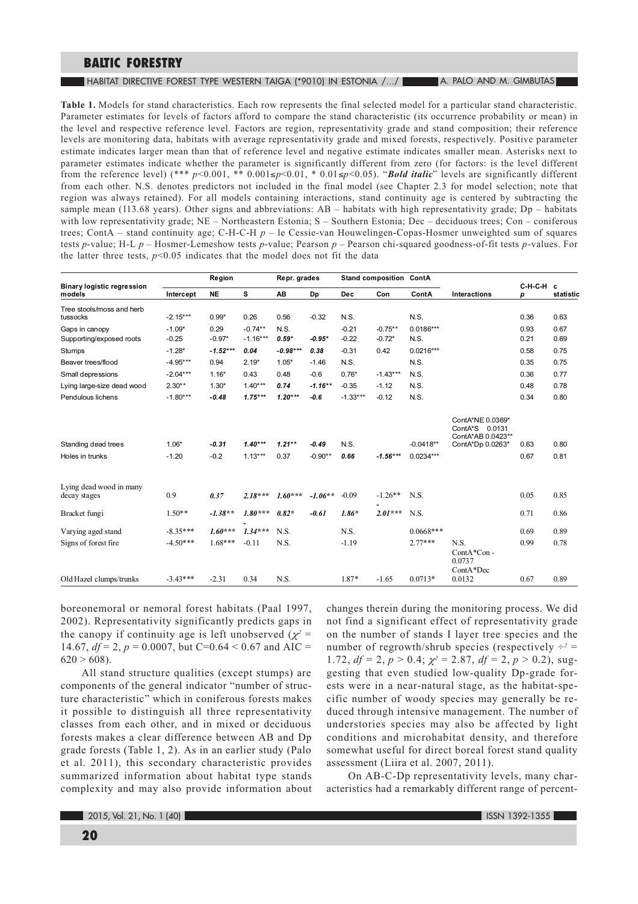**Table 1.** Models for stand characteristics. Each row represents the final selected model for a particular stand characteristic. Parameter estimates for levels of factors afford to compare the stand characteristic (its occurrence probability or mean) in the level and respective reference level. Factors are region, representativity grade and stand composition; their reference levels are monitoring data, habitats with average representativity grade and mixed forests, respectively. Positive parameter estimate indicates larger mean than that of reference level and negative estimate indicates smaller mean. Asterisks next to parameter estimates indicate whether the parameter is significantly different from zero (for factors: is the level different from the reference level) (*** $p<0.001$, ** $0.001 \le p<0.01$, * $0.01 \le p<0.05$). "***Bold italic***" levels are significantly different from each other. N.S. denotes predictors not included in the final model (see Chapter 2.3 for model selection; note that region was always retained). For all models containing interactions, stand continuity age is centered by subtracting the sample mean (113.68 years). Other signs and abbreviations: AB – habitats with high representativity grade; Dp – habitats with low representativity grade; NE – Northeastern Estonia; S – Southern Estonia; Dec – deciduous trees; Con – coniferous trees; ContA – stand continuity age; C-H-C-H $p$ – le Cessie-van Houwelingen-Copas-Hosmer unweighted sum of squares tests $p$-value; H-L $p$ – Hosmer-Lemeshow tests $p$-value; Pearson $p$ – Pearson chi-squared goodness-of-fit tests $p$-values. For the latter three tests, $p<0.05$ indicates that the model does not fit the data

| Binary logistic regression models | | Region | | Repr. grades | | Stand composition | | ContA | | | |
|---|---|---|---|---|---|---|---|---|---|---|---|
| | Intercept | NE | S | AB | Dp | Dec | Con | ContA | Interactions | C-H-C-H $p$ | c statistic |
| Tree stools/moss and herb tussocks | -2.15*** | 0.99* | 0.26 | 0.56 | -0.32 | N.S. | | N.S. | | 0.36 | 0.63 |
| Gaps in canopy | -1.09* | 0.29 | -0.74** | N.S. | | -0.21 | -0.75** | 0.0186*** | | 0.93 | 0.67 |
| Supporting/exposed roots | -0.25 | -0.97* | -1.16*** | *0.59** | *-0.95** | -0.22 | -0.72* | N.S. | | 0.21 | 0.69 |
| Stumps | -1.28* | ***-1.52**** | ***0.04*** | ***-0.98**** | ***0.38*** | -0.31 | 0.42 | 0.0216*** | | 0.58 | 0.75 |
| Beaver trees/flood | -4.95*** | 0.94 | 2.19* | 1.05* | -1.46 | N.S. | | N.S. | | 0.35 | 0.75 |
| Small depressions | -2.04*** | 1.16* | 0.43 | 0.48 | -0.6 | 0.76* | -1.43*** | N.S. | | 0.36 | 0.77 |
| Lying large-size dead wood | 2.30** | 1.30* | 1.40*** | ***0.74*** | ***-1.16**** | -0.35 | -1.12 | N.S. | | 0.48 | 0.78 |
| Pendulous lichens | -1.80*** | ***-0.48*** | ***1.75**** | ***1.20**** | ***-0.6*** | -1.33*** | -0.12 | N.S. | | 0.34 | 0.80 |
| Standing dead trees | 1.06* | ***-0.31*** | ***1.40**** | ***1.21**** | ***-0.49*** | N.S. | | -0.0418** | ContA*NE 0.0369* ContA*S 0.0131 ContA*AB 0.0423** ContA*Dp 0.0263* | 0.63 | 0.80 |
| Holes in trunks | -1.20 | -0.2 | 1.13*** | 0.37 | -0.90** | ***0.66*** | ***-1.56**** | 0.0234*** | | 0.67 | 0.81 |
| Lying dead wood in many decay stages | 0.9 | ***0.37*** | ***2.18**** | ***1.60**** | ***-1.06**** | -0.09 | -1.26** | N.S. | | 0.05 | 0.85 |
| Bracket fungi | 1.50** | ***-1.38**** | ***1.80**** | ***0.82**** | ***-0.61*** | ***1.86**** | ***-2.01**** | N.S. | | 0.71 | 0.86 |
| Varying aged stand | -8.35*** | ***1.60**** | ***-1.34**** | N.S. | | N.S. | | 0.0668*** | | 0.69 | 0.89 |
| Signs of forest fire | -4.50*** | 1.68*** | -0.11 | N.S. | | -1.19 | | 2.77*** | N.S. | 0.99 | 0.78 |
| Old Hazel clumps/trunks | -3.43*** | -2.31 | 0.34 | N.S. | | 1.87* | -1.65 | 0.0713* | ContA*Con -0.0737 ContA*Dec 0.0132 | 0.67 | 0.89 |

boreonemoral or nemoral forest habitats (Paal 1997, 2002). Representativity significantly predicts gaps in the canopy if continuity age is left unobserved ($\chi^2$ = 14.67, $df$ = 2, $p$ = 0.0007, but C=0.64 < 0.67 and AIC = 620 > 608).

All stand structure qualities (except stumps) are components of the general indicator "number of structure characteristic" which in coniferous forests makes it possible to distinguish all three representativity classes from each other, and in mixed or deciduous forests makes a clear difference between AB and Dp grade forests (Table 1, 2). As in an earlier study (Palo et al. 2011), this secondary characteristic provides summarized information about habitat type stands complexity and may also provide information about changes therein during the monitoring process. We did not find a significant effect of representativity grade on the number of stands I layer tree species and the number of regrowth/shrub species (respectively $\chi^2$ = 1.72, $df$ = 2, $p$ > 0.4; $\chi^2$ = 2.87, $df$ = 2, $p$ > 0.2), suggesting that even studied low-quality Dp-grade forests were in a near-natural stage, as the habitat-specific number of woody species may generally be reduced through intensive management. The number of understories species may also be affected by light conditions and microhabitat density, and therefore somewhat useful for direct boreal forest stand quality assessment (Liira et al. 2007, 2011).

On AB-C-Dp representativity levels, many characteristics had a remarkably different range of percent-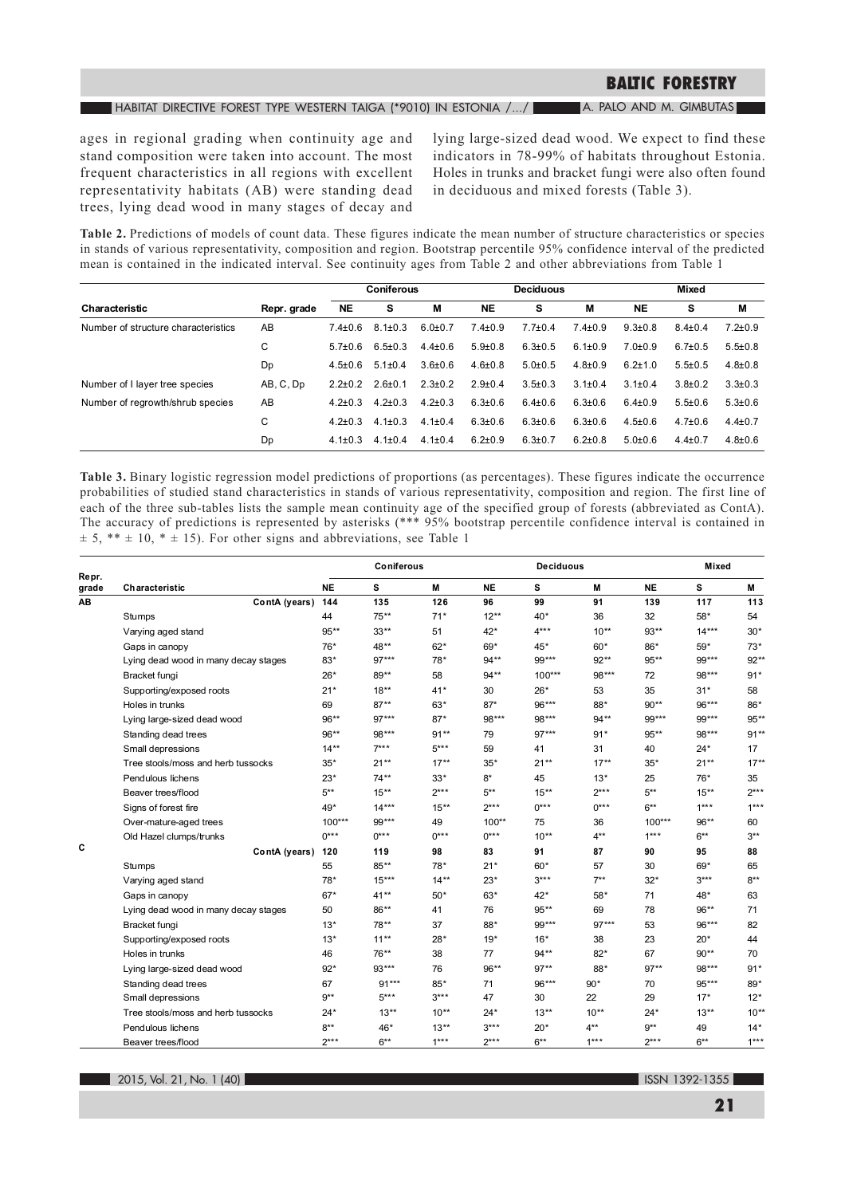ages in regional grading when continuity age and stand composition were taken into account. The most frequent characteristics in all regions with excellent representativity habitats (AB) were standing dead trees, lying dead wood in many stages of decay and lying large-sized dead wood. We expect to find these indicators in 78-99% of habitats throughout Estonia. Holes in trunks and bracket fungi were also often found in deciduous and mixed forests (Table 3).

**Table 2.** Predictions of models of count data. These figures indicate the mean number of structure characteristics or species in stands of various representativity, composition and region. Bootstrap percentile 95% confidence interval of the predicted mean is contained in the indicated interval. See continuity ages from Table 2 and other abbreviations from Table 1

| | | Coniferous | | | Deciduous | | | Mixed | | |
|---|---|---|---|---|---|---|---|---|---|---|
| **Characteristic** | **Repr. grade** | **NE** | **S** | **M** | **NE** | **S** | **M** | **NE** | **S** | **M** |
| Number of structure characteristics | AB | 7.4±0.6 | 8.1±0.3 | 6.0±0.7 | 7.4±0.9 | 7.7±0.4 | 7.4±0.9 | 9.3±0.8 | 8.4±0.4 | 7.2±0.9 |
| | C | 5.7±0.6 | 6.5±0.3 | 4.4±0.6 | 5.9±0.8 | 6.3±0.5 | 6.1±0.9 | 7.0±0.9 | 6.7±0.5 | 5.5±0.8 |
| | Dp | 4.5±0.6 | 5.1±0.4 | 3.6±0.6 | 4.6±0.8 | 5.0±0.5 | 4.8±0.9 | 6.2±1.0 | 5.5±0.5 | 4.8±0.8 |
| Number of I layer tree species | AB, C, Dp | 2.2±0.2 | 2.6±0.1 | 2.3±0.2 | 2.9±0.4 | 3.5±0.3 | 3.1±0.4 | 3.1±0.4 | 3.8±0.2 | 3.3±0.3 |
| Number of regrowth/shrub species | AB | 4.2±0.3 | 4.2±0.3 | 4.2±0.3 | 6.3±0.6 | 6.4±0.6 | 6.3±0.6 | 6.4±0.9 | 5.5±0.6 | 5.3±0.6 |
| | C | 4.2±0.3 | 4.1±0.3 | 4.1±0.4 | 6.3±0.6 | 6.3±0.6 | 6.3±0.6 | 4.5±0.6 | 4.7±0.6 | 4.4±0.7 |
| | Dp | 4.1±0.3 | 4.1±0.4 | 4.1±0.4 | 6.2±0.9 | 6.3±0.7 | 6.2±0.8 | 5.0±0.6 | 4.4±0.7 | 4.8±0.6 |

**Table 3.** Binary logistic regression model predictions of proportions (as percentages). These figures indicate the occurrence probabilities of studied stand characteristics in stands of various representativity, composition and region. The first line of each of the three sub-tables lists the sample mean continuity age of the specified group of forests (abbreviated as ContA). The accuracy of predictions is represented by asterisks (*** 95% bootstrap percentile confidence interval is contained in ± 5, ** ± 10, * ± 15). For other signs and abbreviations, see Table 1

| | | Coniferous | | | Deciduous | | | Mixed | | |
|---|---|---|---|---|---|---|---|---|---|---|
| **Repr. grade** | **Characteristic** | **NE** | **S** | **M** | **NE** | **S** | **M** | **NE** | **S** | **M** |
| **AB** | **ContA (years)** | **144** | **135** | **126** | **96** | **99** | **91** | **139** | **117** | **113** |
| | Stumps | 44 | 75** | 71* | 12** | 40* | 36 | 32 | 58* | 54 |
| | Varying aged stand | 95** | 33** | 51 | 42* | 4*** | 10** | 93** | 14*** | 30* |
| | Gaps in canopy | 76* | 48** | 62* | 69* | 45* | 60* | 86* | 59* | 73* |
| | Lying dead wood in many decay stages | 83* | 97*** | 78* | 94** | 99*** | 92** | 95** | 99*** | 92** |
| | Bracket fungi | 26* | 89** | 58 | 94** | 100*** | 98*** | 72 | 98*** | 91* |
| | Supporting/exposed roots | 21* | 18** | 41* | 30 | 26* | 53 | 35 | 31* | 58 |
| | Holes in trunks | 69 | 87** | 63* | 87* | 96*** | 88* | 90** | 96*** | 86* |
| | Lying large-sized dead wood | 96** | 97*** | 87* | 98*** | 98*** | 94** | 99*** | 99*** | 95** |
| | Standing dead trees | 96** | 98*** | 91** | 79 | 97*** | 91* | 95** | 98*** | 91** |
| | Small depressions | 14** | 7*** | 5*** | 59 | 41 | 31 | 40 | 24* | 17 |
| | Tree stools/moss and herb tussocks | 35* | 21** | 17** | 35* | 21** | 17** | 35* | 21** | 17** |
| | Pendulous lichens | 23* | 74** | 33* | 8* | 45 | 13* | 25 | 76* | 35 |
| | Beaver trees/flood | 5** | 15** | 2*** | 5** | 15** | 2*** | 5** | 15** | 2*** |
| | Signs of forest fire | 49* | 14*** | 15** | 2*** | 0*** | 0*** | 6** | 1*** | 1*** |
| | Over-mature-aged trees | 100*** | 99*** | 49 | 100** | 75 | 36 | 100*** | 96** | 60 |
| | Old Hazel clumps/trunks | 0*** | 0*** | 0*** | 0*** | 10** | 4** | 1*** | 6** | 3** |
| **C** | **ContA (years)** | **120** | **119** | **98** | **83** | **91** | **87** | **90** | **95** | **88** |
| | Stumps | 55 | 85** | 78* | 21* | 60* | 57 | 30 | 69* | 65 |
| | Varying aged stand | 78* | 15*** | 14** | 23* | 3*** | 7** | 32* | 3*** | 8** |
| | Gaps in canopy | 67* | 41** | 50* | 63* | 42* | 58* | 71 | 48* | 63 |
| | Lying dead wood in many decay stages | 50 | 86** | 41 | 76 | 95** | 69 | 78 | 96** | 71 |
| | Bracket fungi | 13* | 78** | 37 | 88* | 99*** | 97*** | 53 | 96*** | 82 |
| | Supporting/exposed roots | 13* | 11** | 28* | 19* | 16* | 38 | 23 | 20* | 44 |
| | Holes in trunks | 46 | 76** | 38 | 77 | 94** | 82* | 67 | 90** | 70 |
| | Lying large-sized dead wood | 92* | 93*** | 76 | 96** | 97** | 88* | 97** | 98*** | 91* |
| | Standing dead trees | 67 | 91*** | 85* | 71 | 96*** | 90* | 70 | 95*** | 89* |
| | Small depressions | 9** | 5*** | 3*** | 47 | 30 | 22 | 29 | 17* | 12* |
| | Tree stools/moss and herb tussocks | 24* | 13** | 10** | 24* | 13** | 10** | 24* | 13** | 10** |
| | Pendulous lichens | 8** | 46* | 13** | 3*** | 20* | 4** | 9** | 49 | 14* |
| | Beaver trees/flood | 2*** | 6** | 1*** | 2*** | 6** | 1*** | 2*** | 6** | 1*** |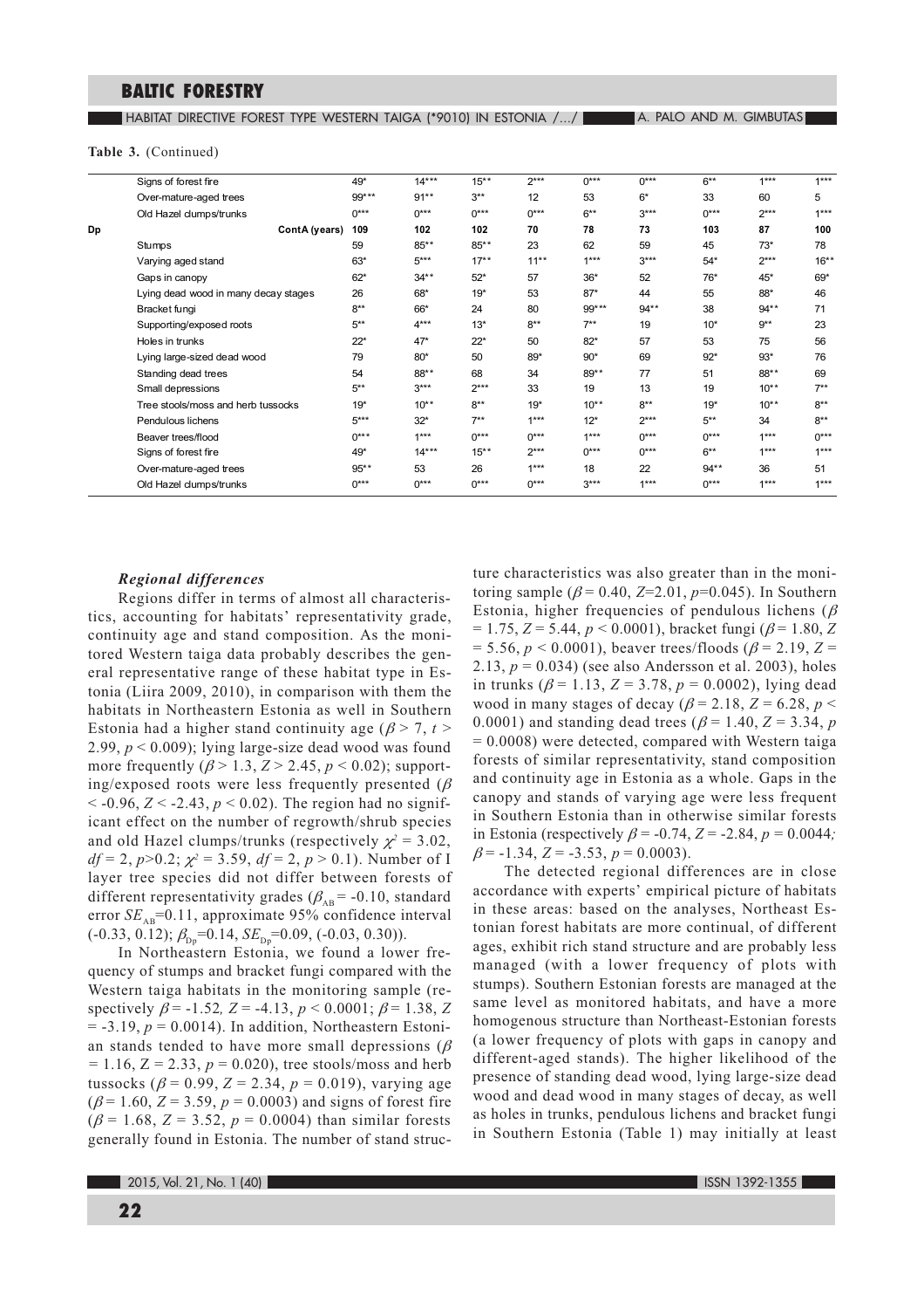**Table 3.** (Continued)

| | | | | | | | | | | |
|---|---|---|---|---|---|---|---|---|---|---|
| | Signs of forest fire | 49* | 14*** | 15** | 2*** | 0*** | 0*** | 6** | 1*** | 1*** |
| | Over-mature-aged trees | 99*** | 91** | 3** | 12 | 53 | 6* | 33 | 60 | 5 |
| | Old Hazel clumps/trunks | 0*** | 0*** | 0*** | 0*** | 6** | 3*** | 0*** | 2*** | 1*** |
| **Dp** | **ContA (years)** | **109** | **102** | **102** | **70** | **78** | **73** | **103** | **87** | **100** |
| | Stumps | 59 | 85** | 85** | 23 | 62 | 59 | 45 | 73* | 78 |
| | Varying aged stand | 63* | 5*** | 17** | 11** | 1*** | 3*** | 54* | 2*** | 16** |
| | Gaps in canopy | 62* | 34** | 52* | 57 | 36* | 52 | 76* | 45* | 69* |
| | Lying dead wood in many decay stages | 26 | 68* | 19* | 53 | 87* | 44 | 55 | 88* | 46 |
| | Bracket fungi | 8** | 66* | 24 | 80 | 99*** | 94** | 38 | 94** | 71 |
| | Supporting/exposed roots | 5** | 4*** | 13* | 8** | 7** | 19 | 10* | 9** | 23 |
| | Holes in trunks | 22* | 47* | 22* | 50 | 82* | 57 | 53 | 75 | 56 |
| | Lying large-sized dead wood | 79 | 80* | 50 | 89* | 90* | 69 | 92* | 93* | 76 |
| | Standing dead trees | 54 | 88** | 68 | 34 | 89** | 77 | 51 | 88** | 69 |
| | Small depressions | 5** | 3*** | 2*** | 33 | 19 | 13 | 19 | 10** | 7** |
| | Tree stools/moss and herb tussocks | 19* | 10** | 8** | 19* | 10** | 8** | 19* | 10** | 8** |
| | Pendulous lichens | 5*** | 32* | 7** | 1*** | 12* | 2*** | 5** | 34 | 8** |
| | Beaver trees/flood | 0*** | 1*** | 0*** | 0*** | 1*** | 0*** | 0*** | 1*** | 0*** |
| | Signs of forest fire | 49* | 14*** | 15** | 2*** | 0*** | 0*** | 6** | 1*** | 1*** |
| | Over-mature-aged trees | 95** | 53 | 26 | 1*** | 18 | 22 | 94** | 36 | 51 |
| | Old Hazel clumps/trunks | 0*** | 0*** | 0*** | 0*** | 3*** | 1*** | 0*** | 1*** | 1*** |

### *Regional differences*

Regions differ in terms of almost all characteristics, accounting for habitats' representativity grade, continuity age and stand composition. As the monitored Western taiga data probably describes the general representative range of these habitat type in Estonia (Liira 2009, 2010), in comparison with them the habitats in Northeastern Estonia as well in Southern Estonia had a higher stand continuity age ($\beta > 7$, $t > 2.99$, $p < 0.009$); lying large-size dead wood was found more frequently ($\beta > 1.3$, $Z > 2.45$, $p < 0.02$); supporting/exposed roots were less frequently presented ($\beta < -0.96$, $Z < -2.43$, $p < 0.02$). The region had no significant effect on the number of regrowth/shrub species and old Hazel clumps/trunks (respectively $\chi^2 = 3.02$, $df = 2$, $p > 0.2$; $\chi^2 = 3.59$, $df = 2$, $p > 0.1$). Number of I layer tree species did not differ between forests of different representativity grades ($\beta_{AB} = -0.10$, standard error $SE_{AB} = 0.11$, approximate 95% confidence interval (-0.33, 0.12); $\beta_{Dp} = 0.14$, $SE_{Dp} = 0.09$, (-0.03, 0.30)).

In Northeastern Estonia, we found a lower frequency of stumps and bracket fungi compared with the Western taiga habitats in the monitoring sample (respectively $\beta = -1.52$, $Z = -4.13$, $p < 0.0001$; $\beta = 1.38$, $Z = -3.19$, $p = 0.0014$). In addition, Northeastern Estonian stands tended to have more small depressions ($\beta = 1.16$, $Z = 2.33$, $p = 0.020$), tree stools/moss and herb tussocks ($\beta = 0.99$, $Z = 2.34$, $p = 0.019$), varying age ($\beta = 1.60$, $Z = 3.59$, $p = 0.0003$) and signs of forest fire ($\beta = 1.68$, $Z = 3.52$, $p = 0.0004$) than similar forests generally found in Estonia. The number of stand structure characteristics was also greater than in the monitoring sample ($\beta = 0.40$, $Z = 2.01$, $p = 0.045$). In Southern Estonia, higher frequencies of pendulous lichens ($\beta = 1.75$, $Z = 5.44$, $p < 0.0001$), bracket fungi ($\beta = 1.80$, $Z = 5.56$, $p < 0.0001$), beaver trees/floods ($\beta = 2.19$, $Z = 2.13$, $p = 0.034$) (see also Andersson et al. 2003), holes in trunks ($\beta = 1.13$, $Z = 3.78$, $p = 0.0002$), lying dead wood in many stages of decay ($\beta = 2.18$, $Z = 6.28$, $p < 0.0001$) and standing dead trees ($\beta = 1.40$, $Z = 3.34$, $p = 0.0008$) were detected, compared with Western taiga forests of similar representativity, stand composition and continuity age in Estonia as a whole. Gaps in the canopy and stands of varying age were less frequent in Southern Estonia than in otherwise similar forests in Estonia (respectively $\beta = -0.74$, $Z = -2.84$, $p = 0.0044$; $\beta = -1.34$, $Z = -3.53$, $p = 0.0003$).

The detected regional differences are in close accordance with experts' empirical picture of habitats in these areas: based on the analyses, Northeast Estonian forest habitats are more continual, of different ages, exhibit rich stand structure and are probably less managed (with a lower frequency of plots with stumps). Southern Estonian forests are managed at the same level as monitored habitats, and have a more homogenous structure than Northeast-Estonian forests (a lower frequency of plots with gaps in canopy and different-aged stands). The higher likelihood of the presence of standing dead wood, lying large-size dead wood and dead wood in many stages of decay, as well as holes in trunks, pendulous lichens and bracket fungi in Southern Estonia (Table 1) may initially at least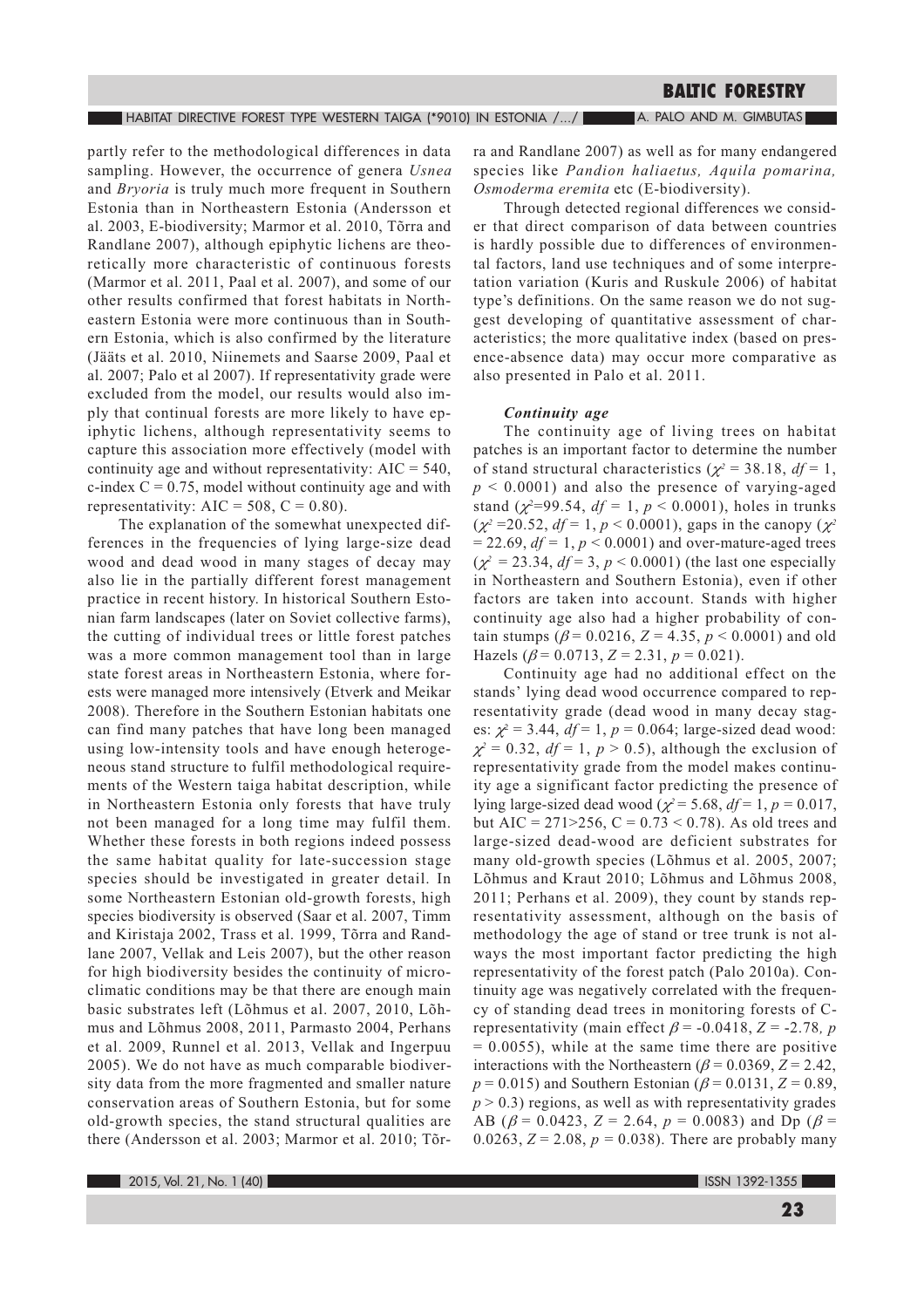partly refer to the methodological differences in data sampling. However, the occurrence of genera *Usnea* and *Bryoria* is truly much more frequent in Southern Estonia than in Northeastern Estonia (Andersson et al. 2003, E-biodiversity; Marmor et al. 2010, Tõrra and Randlane 2007), although epiphytic lichens are theoretically more characteristic of continuous forests (Marmor et al. 2011, Paal et al. 2007), and some of our other results confirmed that forest habitats in Northeastern Estonia were more continuous than in Southern Estonia, which is also confirmed by the literature (Jääts et al. 2010, Niinemets and Saarse 2009, Paal et al. 2007; Palo et al 2007). If representativity grade were excluded from the model, our results would also imply that continual forests are more likely to have epiphytic lichens, although representativity seems to capture this association more effectively (model with continuity age and without representativity: AIC = 540, c-index C = 0.75, model without continuity age and with representativity: AIC = 508, C = 0.80).

The explanation of the somewhat unexpected differences in the frequencies of lying large-size dead wood and dead wood in many stages of decay may also lie in the partially different forest management practice in recent history. In historical Southern Estonian farm landscapes (later on Soviet collective farms), the cutting of individual trees or little forest patches was a more common management tool than in large state forest areas in Northeastern Estonia, where forests were managed more intensively (Etverk and Meikar 2008). Therefore in the Southern Estonian habitats one can find many patches that have long been managed using low-intensity tools and have enough heterogeneous stand structure to fulfil methodological requirements of the Western taiga habitat description, while in Northeastern Estonia only forests that have truly not been managed for a long time may fulfil them. Whether these forests in both regions indeed possess the same habitat quality for late-succession stage species should be investigated in greater detail. In some Northeastern Estonian old-growth forests, high species biodiversity is observed (Saar et al. 2007, Timm and Kiristaja 2002, Trass et al. 1999, Tõrra and Randlane 2007, Vellak and Leis 2007), but the other reason for high biodiversity besides the continuity of microclimatic conditions may be that there are enough main basic substrates left (Lõhmus et al. 2007, 2010, Lõhmus and Lõhmus 2008, 2011, Parmasto 2004, Perhans et al. 2009, Runnel et al. 2013, Vellak and Ingerpuu 2005). We do not have as much comparable biodiversity data from the more fragmented and smaller nature conservation areas of Southern Estonia, but for some old-growth species, the stand structural qualities are there (Andersson et al. 2003; Marmor et al. 2010; Tõrra and Randlane 2007) as well as for many endangered species like *Pandion haliaetus, Aquila pomarina, Osmoderma eremita* etc (E-biodiversity).

Through detected regional differences we consider that direct comparison of data between countries is hardly possible due to differences of environmental factors, land use techniques and of some interpretation variation (Kuris and Ruskule 2006) of habitat type's definitions. On the same reason we do not suggest developing of quantitative assessment of characteristics; the more qualitative index (based on presence-absence data) may occur more comparative as also presented in Palo et al. 2011.

### *Continuity age*

The continuity age of living trees on habitat patches is an important factor to determine the number of stand structural characteristics ($\chi^2 = 38.18$, $df = 1$, $p < 0.0001$) and also the presence of varying-aged stand ($\chi^2 = 99.54$, $df = 1$, $p < 0.0001$), holes in trunks ($\chi^2 = 20.52$, $df = 1$, $p < 0.0001$), gaps in the canopy ($\chi^2 = 22.69$, $df = 1$, $p < 0.0001$) and over-mature-aged trees ($\chi^2 = 23.34$, $df = 3$, $p < 0.0001$) (the last one especially in Northeastern and Southern Estonia), even if other factors are taken into account. Stands with higher continuity age also had a higher probability of contain stumps ($\beta = 0.0216$, $Z = 4.35$, $p < 0.0001$) and old Hazels ($\beta = 0.0713$, $Z = 2.31$, $p = 0.021$).

Continuity age had no additional effect on the stands' lying dead wood occurrence compared to representativity grade (dead wood in many decay stages: $\chi^2 = 3.44$, $df = 1$, $p = 0.064$; large-sized dead wood: $\chi^2 = 0.32$, $df = 1$, $p > 0.5$), although the exclusion of representativity grade from the model makes continuity age a significant factor predicting the presence of lying large-sized dead wood ($\chi^2 = 5.68$, $df = 1$, $p = 0.017$, but AIC = 271>256, C = 0.73 < 0.78). As old trees and large-sized dead-wood are deficient substrates for many old-growth species (Lõhmus et al. 2005, 2007; Lõhmus and Kraut 2010; Lõhmus and Lõhmus 2008, 2011; Perhans et al. 2009), they count by stands representativity assessment, although on the basis of methodology the age of stand or tree trunk is not always the most important factor predicting the high representativity of the forest patch (Palo 2010a). Continuity age was negatively correlated with the frequency of standing dead trees in monitoring forests of C-representativity (main effect $\beta = -0.0418$, $Z = -2.78$, $p = 0.0055$), while at the same time there are positive interactions with the Northeastern ($\beta = 0.0369$, $Z = 2.42$, $p = 0.015$) and Southern Estonian ($\beta = 0.0131$, $Z = 0.89$, $p > 0.3$) regions, as well as with representativity grades AB ($\beta = 0.0423$, $Z = 2.64$, $p = 0.0083$) and Dp ($\beta = 0.0263$, $Z = 2.08$, $p = 0.038$). There are probably many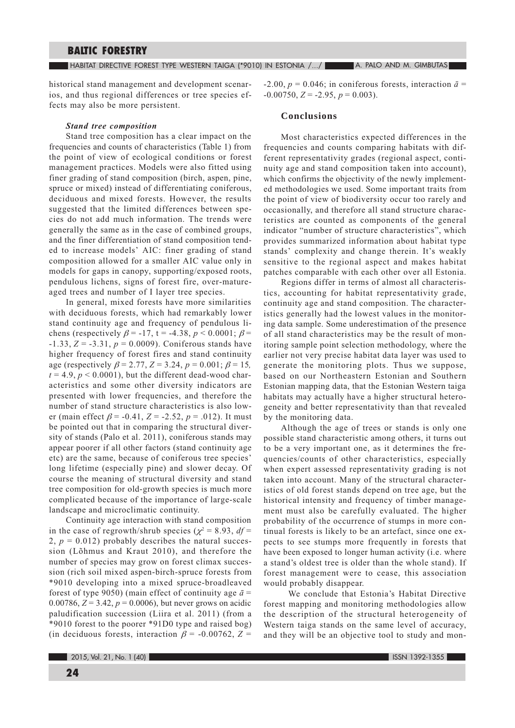historical stand management and development scenarios, and thus regional differences or tree species effects may also be more persistent.

### *Stand tree composition*

Stand tree composition has a clear impact on the frequencies and counts of characteristics (Table 1) from the point of view of ecological conditions or forest management practices. Models were also fitted using finer grading of stand composition (birch, aspen, pine, spruce or mixed) instead of differentiating coniferous, deciduous and mixed forests. However, the results suggested that the limited differences between species do not add much information. The trends were generally the same as in the case of combined groups, and the finer differentiation of stand composition tended to increase models' AIC: finer grading of stand composition allowed for a smaller AIC value only in models for gaps in canopy, supporting/exposed roots, pendulous lichens, signs of forest fire, over-matureaged trees and number of I layer tree species.

In general, mixed forests have more similarities with deciduous forests, which had remarkably lower stand continuity age and frequency of pendulous lichens (respectively $\beta = -17$, $t = -4.38$, $p < 0.0001$; $\beta = -1.33$, $Z = -3.31$, $p = 0.0009$). Coniferous stands have higher frequency of forest fires and stand continuity age (respectively $\beta = 2.77$, $Z = 3.24$, $p = 0.001$; $\beta = 15$, $t = 4.9$, $p < 0.0001$), but the different dead-wood characteristics and some other diversity indicators are presented with lower frequencies, and therefore the number of stand structure characteristics is also lower (main effect $\beta = -0.41$, $Z = -2.52$, $p = .012$). It must be pointed out that in comparing the structural diversity of stands (Palo et al. 2011), coniferous stands may appear poorer if all other factors (stand continuity age etc) are the same, because of coniferous tree species' long lifetime (especially pine) and slower decay. Of course the meaning of structural diversity and stand tree composition for old-growth species is much more complicated because of the importance of large-scale landscape and microclimatic continuity.

Continuity age interaction with stand composition in the case of regrowth/shrub species ($\chi^2 = 8.93$, $df = 2$, $p = 0.012$) probably describes the natural succession (Lõhmus and Kraut 2010), and therefore the number of species may grow on forest climax succession (rich soil mixed aspen-birch-spruce forests from *9010 developing into a mixed spruce-broadleaved forest of type 9050) (main effect of continuity age $\bar{a} = 0.00786$, $Z = 3.42$, $p = 0.0006$), but never grows on acidic paludification succession (Liira et al. 2011) (from a *9010 forest to the poorer *91D0 type and raised bog) (in deciduous forests, interaction $\beta = -0.00762$, $Z = -2.00$, $p = 0.046$; in coniferous forests, interaction $\bar{a} = -0.00750$, $Z = -2.95$, $p = 0.003$).

## Conclusions

Most characteristics expected differences in the frequencies and counts comparing habitats with different representativity grades (regional aspect, continuity age and stand composition taken into account), which confirms the objectivity of the newly implemented methodologies we used. Some important traits from the point of view of biodiversity occur too rarely and occasionally, and therefore all stand structure characteristics are counted as components of the general indicator "number of structure characteristics", which provides summarized information about habitat type stands' complexity and change therein. It's weakly sensitive to the regional aspect and makes habitat patches comparable with each other over all Estonia.

Regions differ in terms of almost all characteristics, accounting for habitat representativity grade, continuity age and stand composition. The characteristics generally had the lowest values in the monitoring data sample. Some underestimation of the presence of all stand characteristics may be the result of monitoring sample point selection methodology, where the earlier not very precise habitat data layer was used to generate the monitoring plots. Thus we suppose, based on our Northeastern Estonian and Southern Estonian mapping data, that the Estonian Western taiga habitats may actually have a higher structural heterogeneity and better representativity than that revealed by the monitoring data.

Although the age of trees or stands is only one possible stand characteristic among others, it turns out to be a very important one, as it determines the frequencies/counts of other characteristics, especially when expert assessed representativity grading is not taken into account. Many of the structural characteristics of old forest stands depend on tree age, but the historical intensity and frequency of timber management must also be carefully evaluated. The higher probability of the occurrence of stumps in more continual forests is likely to be an artefact, since one expects to see stumps more frequently in forests that have been exposed to longer human activity (i.e. where a stand's oldest tree is older than the whole stand). If forest management were to cease, this association would probably disappear.

We conclude that Estonia's Habitat Directive forest mapping and monitoring methodologies allow the description of the structural heterogeneity of Western taiga stands on the same level of accuracy, and they will be an objective tool to study and mon-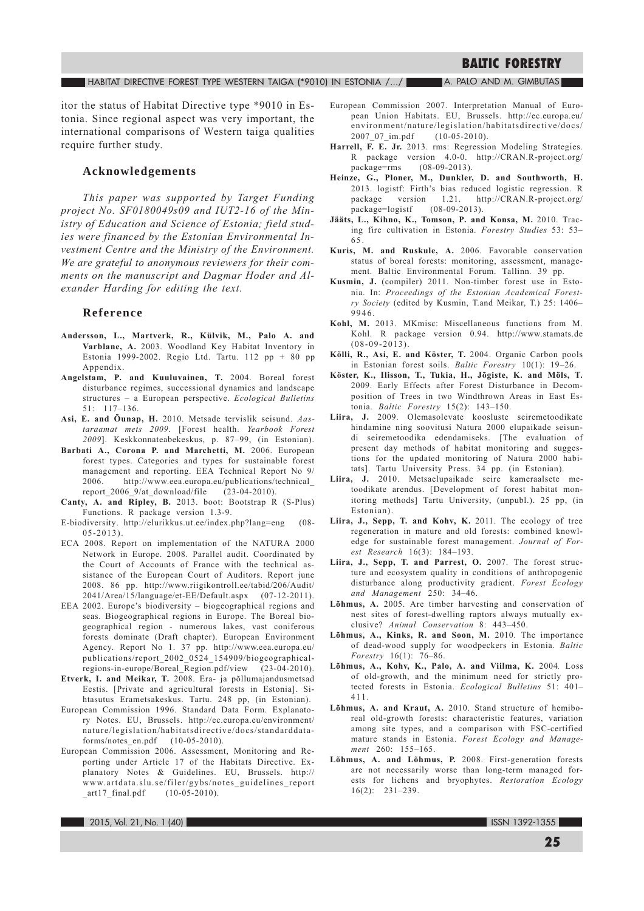itor the status of Habitat Directive type *9010 in Estonia. Since regional aspect was very important, the international comparisons of Western taiga qualities require further study.

### Acknowledgements

*This paper was supported by Target Funding project No. SF0180049s09 and IUT2-16 of the Ministry of Education and Science of Estonia; field studies were financed by the Estonian Environmental Investment Centre and the Ministry of the Environment. We are grateful to anonymous reviewers for their comments on the manuscript and Dagmar Hoder and Alexander Harding for editing the text.*

### Reference

**Andersson, L., Martverk, R., Külvik, M., Palo A. and Varblane, A.** 2003. Woodland Key Habitat Inventory in Estonia 1999-2002. Regio Ltd. Tartu. 112 pp + 80 pp Appendix.

**Angelstam, P. and Kuuluvainen, T.** 2004. Boreal forest disturbance regimes, successional dynamics and landscape structures – a European perspective. *Ecological Bulletins* 51: 117–136.

**Asi, E. and Õunap, H.** 2010. Metsade tervislik seisund. *Aastaraamat mets 2009*. [Forest health. *Yearbook Forest 2009*]. Keskkonnateabekeskus, p. 87–99, (in Estonian).

**Barbati A., Corona P. and Marchetti, M.** 2006. European forest types. Categories and types for sustainable forest management and reporting. EEA Technical Report No 9/ 2006. http://www.eea.europa.eu/publications/technical_report_2006_9/at_download/file (23-04-2010).

**Canty, A. and Ripley, B.** 2013. boot: Bootstrap R (S-Plus) Functions. R package version 1.3-9.

E-biodiversity. http://elurikkus.ut.ee/index.php?lang=eng (08-05-2013).

ECA 2008. Report on implementation of the NATURA 2000 Network in Europe. 2008. Parallel audit. Coordinated by the Court of Accounts of France with the technical assistance of the European Court of Auditors. Report june 2008. 86 pp. http://www.riigikontroll.ee/tabid/206/Audit/2041/Area/15/language/et-EE/Default.aspx (07-12-2011).

EEA 2002. Europe's biodiversity – biogeographical regions and seas. Biogeographical regions in Europe. The Boreal biogeographical region - numerous lakes, vast coniferous forests dominate (Draft chapter). European Environment Agency. Report No 1. 37 pp. http://www.eea.europa.eu/publications/report_2002_0524_154909/biogeographical-regions-in-europe/Boreal_Region.pdf/view (23-04-2010).

**Etverk, I. and Meikar, T.** 2008. Era- ja põllumajandusmetsad Eestis. [Private and agricultural forests in Estonia]. Sihtasutus Erametsakeskus. Tartu. 248 pp, (in Estonian).

European Commission 1996. Standard Data Form. Explanatory Notes. EU, Brussels. http://ec.europa.eu/environment/nature/legislation/habitatsdirective/docs/standarddataforms/notes_en.pdf (10-05-2010).

European Commission 2006. Assessment, Monitoring and Reporting under Article 17 of the Habitats Directive. Explanatory Notes & Guidelines. EU, Brussels. http://www.artdata.slu.se/filer/gybs/notes_guidelines_report_art17_final.pdf (10-05-2010).

European Commission 2007. Interpretation Manual of European Union Habitats. EU, Brussels. http://ec.europa.eu/environment/nature/legislation/habitatsdirective/docs/2007_07_im.pdf (10-05-2010).

**Harrell, F. E. Jr.** 2013. rms: Regression Modeling Strategies. R package version 4.0-0. http://CRAN.R-project.org/package=rms (08-09-2013).

**Heinze, G., Ploner, M., Dunkler, D. and Southworth, H.** 2013. logistf: Firth's bias reduced logistic regression. R package version 1.21. http://CRAN.R-project.org/package=logistf (08-09-2013).

**Jääts, L., Kihno, K., Tomson, P. and Konsa, M.** 2010. Tracing fire cultivation in Estonia. *Forestry Studies* 53: 53–65.

**Kuris, M. and Ruskule, A.** 2006. Favorable conservation status of boreal forests: monitoring, assessment, management. Baltic Environmental Forum. Tallinn. 39 pp.

**Kusmin, J.** (compiler) 2011. Non-timber forest use in Estonia. In: *Proceedings of the Estonian Academical Forestry Society* (edited by Kusmin, T.and Meikar, T.) 25: 1406–9946.

**Kohl, M.** 2013. MKmisc: Miscellaneous functions from M. Kohl. R package version 0.94. http://www.stamats.de (08-09-2013).

**Kõlli, R., Asi, E. and Köster, T.** 2004. Organic Carbon pools in Estonian forest soils. *Baltic Forestry* 10(1): 19–26.

**Köster, K., Ilisson, T., Tukia, H., Jõgiste, K. and Mõls, T.** 2009. Early Effects after Forest Disturbance in Decomposition of Trees in two Windthrown Areas in East Estonia. *Baltic Forestry* 15(2): 143–150.

**Liira, J.** 2009. Olemasolevate koosluste seiremetoodikate hindamine ning soovitusi Natura 2000 elupaikade seisundi seiremetoodika edendamiseks. [The evaluation of present day methods of habitat monitoring and suggestions for the updated monitoring of Natura 2000 habitats]. Tartu University Press. 34 pp. (in Estonian).

**Liira, J.** 2010. Metsaelupaikade seire kameraalsete metoodikate arendus. [Development of forest habitat monitoring methods] Tartu University, (unpubl.). 25 pp, (in Estonian).

**Liira, J., Sepp, T. and Kohv, K.** 2011. The ecology of tree regeneration in mature and old forests: combined knowledge for sustainable forest management. *Journal of Forest Research* 16(3): 184–193.

**Liira, J., Sepp, T. and Parrest, O.** 2007. The forest structure and ecosystem quality in conditions of anthropogenic disturbance along productivity gradient. *Forest Ecology and Management* 250: 34–46.

**Lõhmus, A.** 2005. Are timber harvesting and conservation of nest sites of forest-dwelling raptors always mutually exclusive? *Animal Conservation* 8: 443–450.

**Lõhmus, A., Kinks, R. and Soon, M.** 2010. The importance of dead-wood supply for woodpeckers in Estonia. *Baltic Forestry* 16(1): 76–86.

**Lõhmus, A., Kohv, K., Palo, A. and Viilma, K.** 2004. Loss of old-growth, and the minimum need for strictly protected forests in Estonia. *Ecological Bulletins* 51: 401–411.

**Lõhmus, A. and Kraut, A.** 2010. Stand structure of hemiboreal old-growth forests: characteristic features, variation among site types, and a comparison with FSC-certified mature stands in Estonia. *Forest Ecology and Management* 260: 155–165.

**Lõhmus, A. and Lõhmus, P.** 2008. First-generation forests are not necessarily worse than long-term managed forests for lichens and bryophytes. *Restoration Ecology* 16(2): 231–239.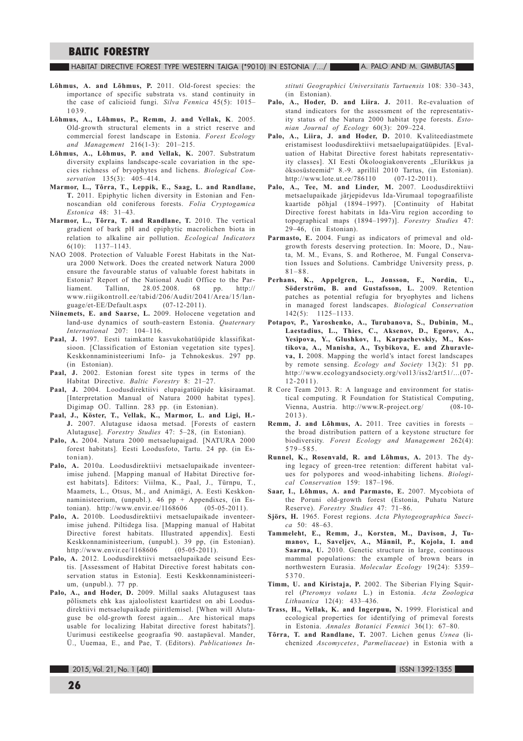**Lõhmus, A. and Lõhmus, P.** 2011. Old-forest species: the importance of specific substrata vs. stand continuity in the case of calicioid fungi. *Silva Fennica* 45(5): 1015–1039.

**Lõhmus, A., Lõhmus, P., Remm, J. and Vellak, K**. 2005. Old-growth structural elements in a strict reserve and commercial forest landscape in Estonia. *Forest Ecology and Management* 216(1-3): 201–215.

**Lõhmus, A., Lõhmus, P. and Vellak, K.** 2007. Substratum diversity explains landscape-scale covariation in the species richness of bryophytes and lichens. *Biological Conservation* 135(3): 405–414.

**Marmor, L., Tõrra, T., Leppik, E., Saag, L. and Randlane, T.** 2011. Epiphytic lichen diversity in Estonian and Fennoscandian old coniferous forests. *Folia Cryptogamica Estonica* 48: 31–43.

**Marmor, L., Tõrra, T. and Randlane, T.** 2010. The vertical gradient of bark pH and epiphytic macrolichen biota in relation to alkaline air pollution. *Ecological Indicators* 6(10): 1137–1143.

NAO 2008. Protection of Valuable Forest Habitats in the Natura 2000 Network. Does the created network Natura 2000 ensure the favourable status of valuable forest habitats in Estonia? Report of the National Audit Office to the Parliament. Tallinn, 28.05.2008. 68 pp. http://www.riigikontroll.ee/tabid/206/Audit/2041/Area/15/language/et-EE/Default.aspx (07-12-2011).

**Niinemets, E. and Saarse, L.** 2009. Holocene vegetation and land-use dynamics of south-eastern Estonia. *Quaternary International* 207: 104–116.

**Paal, J.** 1997. Eesti taimkatte kasvukohatüüpide klassifikatsioon. [Classification of Estonian vegetation site types]. Keskkonnaministeeriumi Info- ja Tehnokeskus. 297 pp. (in Estonian).

**Paal, J.** 2002. Estonian forest site types in terms of the Habitat Directive. *Baltic Forestry* 8: 21–27.

**Paal, J.** 2004. Loodusdirektiivi elupaigatüüpide käsiraamat. [Interpretation Manual of Natura 2000 habitat types]. Digimap OÜ. Tallinn. 283 pp. (in Estonian).

**Paal, J., Köster, T., Vellak, K., Marmor, L. and Ligi, H.-J.** 2007. Alutaguse idaosa metsad. [Forests of eastern Alutaguse]. *Forestry Studies* 47: 5–28, (in Estonian).

**Palo, A.** 2004. Natura 2000 metsaelupaigad. [NATURA 2000 forest habitats]. Eesti Loodusfoto, Tartu. 24 pp. (in Estonian).

**Palo, A.** 2010a. Loodusdirektiivi metsaelupaikade inventeerimise juhend. [Mapping manual of Habitat Directive forest habitats]. Editors: Viilma, K., Paal, J., Türnpu, T., Maamets, L., Otsus, M., and Animägi, A. Eesti Keskkonnaministeerium, (unpubl.). 46 pp + Appendixes, (in Estonian). http://www.envir.ee/1168606 (05-05-2011).

**Palo, A.** 2010b. Loodusdirektiivi metsaelupaikade inventeerimise juhend. Piltidega lisa. [Mapping manual of Habitat Directive forest habitats. Illustrated appendix]. Eesti Keskkonnaministeerium, (unpubl.). 39 pp, (in Estonian). http://www.envir.ee/1168606 (05-05-2011).

**Palo, A.** 2012. Loodusdirektiivi metsaelupaikade seisund Eestis. [Assessment of Habitat Directive forest habitats conservation status in Estonia]. Eesti Keskkonnaministeerium, (unpubl.). 77 pp.

**Palo, A., and Hoder, D.** 2009. Millal saaks Alutagusest taas põlismets ehk kas ajaloolistest kaartidest on abi Loodusdirektiivi metsaelupaikade piiritlemisel. [When will Alutaguse be old-growth forest again... Are historical maps usable for localizing Habitat directive forest habitats?]. Uurimusi eestikeelse geograafia 90. aastapäeval. Mander, Ü., Uuemaa, E., and Pae, T. (Editors). *Publicationes Instituti Geographici Universitatis Tartuensis* 108: 330–343, (in Estonian).

**Palo, A., Hoder, D. and Liira. J.** 2011. Re-evaluation of stand indicators for the assessment of the representativity status of the Natura 2000 habitat type forests. *Estonian Journal of Ecology* 60(3): 209–224.

**Palo, A., Liira, J. and Hoder, D.** 2010. Kvaliteediastmete eristamisest loodusdirektiivi metsaelupaigatüüpides. [Evaluation of Habitat Directive forest habitats representativity classes]. XI Eesti Ökoloogiakonverents „Elurikkus ja ökosüsteemid" 8.-9. aprillil 2010 Tartus, (in Estonian). http://www.lote.ut.ee/786110 (07-12-2011).

**Palo, A., Tee, M. and Linder, M.** 2007. Loodusdirektiivi metsaelupaikade järjepidevus Ida-Virumaal topograafiliste kaartide põhjal (1894–1997). [Continuity of Habitat Directive forest habitats in Ida-Viru region according to topographical maps (1894–1997)]. *Forestry Studies* 47: 29–46, (in Estonian).

**Parmasto, E.** 2004. Fungi as indicators of primeval and old-growth forests deserving protection. In: Moore, D., Nauta, M. M., Evans, S. and Rotheroe, M. Fungal Conservation Issues and Solutions. Cambridge University press, p. 81–88.

**Perhans, K., Appelgren, L., Jonsson, F., Nordin, U., Söderström, B. and Gustafsson, L.** 2009. Retention patches as potential refugia for bryophytes and lichens in managed forest landscapes. *Biological Conservation* 142(5): 1125–1133.

**Potapov, P., Yaroshenko, A., Turubanova, S., Dubinin, M., Laestadius, L., Thies, C., Aksenov, D., Egorov, A., Yesipova, Y., Glushkov, I., Karpachevskiy, M., Kostikova, A., Manisha, A., Tsybikova, E. and Zhuravleva, I.** 2008. Mapping the world's intact forest landscapes by remote sensing. *Ecology and Society* 13(2): 51 pp. http://www.ecologyandsociety.org/vol13/iss2/art51/...(07-12-2011).

R Core Team 2013. R: A language and environment for statistical computing. R Foundation for Statistical Computing, Vienna, Austria. http://www.R-project.org/ (08-10-2013).

**Remm, J. and Lõhmus, A.** 2011. Tree cavities in forests – the broad distribution pattern of a keystone structure for biodiversity. *Forest Ecology and Management* 262(4): 579–585.

**Runnel, K., Rosenvald, R. and Lõhmus, A.** 2013. The dying legacy of green-tree retention: different habitat values for polypores and wood-inhabiting lichens. *Biological Conservation* 159: 187–196.

**Saar, I., Lõhmus, A. and Parmasto, E.** 2007. Mycobiota of the Poruni old-growth forest (Estonia, Puhatu Nature Reserve). *Forestry Studies* 47: 71–86.

**Sjörs, H.** 1965. Forest regions. *Acta Phytogeographica Suecica* 50: 48–63.

**Tammeleht, E., Remm, J., Korsten, M., Davison, J, Tumanov, I., Saveljev, A., Männil, P., Kojola, I. and Saarma, U.** 2010. Genetic structure in large, continuous mammal populations: the example of brown bears in northwestern Eurasia. *Molecular Ecology* 19(24): 5359–5370.

**Timm, U. and Kiristaja, P.** 2002. The Siberian Flying Squirrel (*Pteromys volans* L.) in Estonia. *Acta Zoologica Lithuanica* 12(4): 433–436.

**Trass, H., Vellak, K. and Ingerpuu, N.** 1999. Floristical and ecological properties for identifying of primeval forests in Estonia. *Annales Botanici Fennici* 36(1): 67–80.

**Tõrra, T. and Randlane, T.** 2007. Lichen genus *Usnea* (lichenized *Ascomycetes*, *Parmeliaceae*) in Estonia with a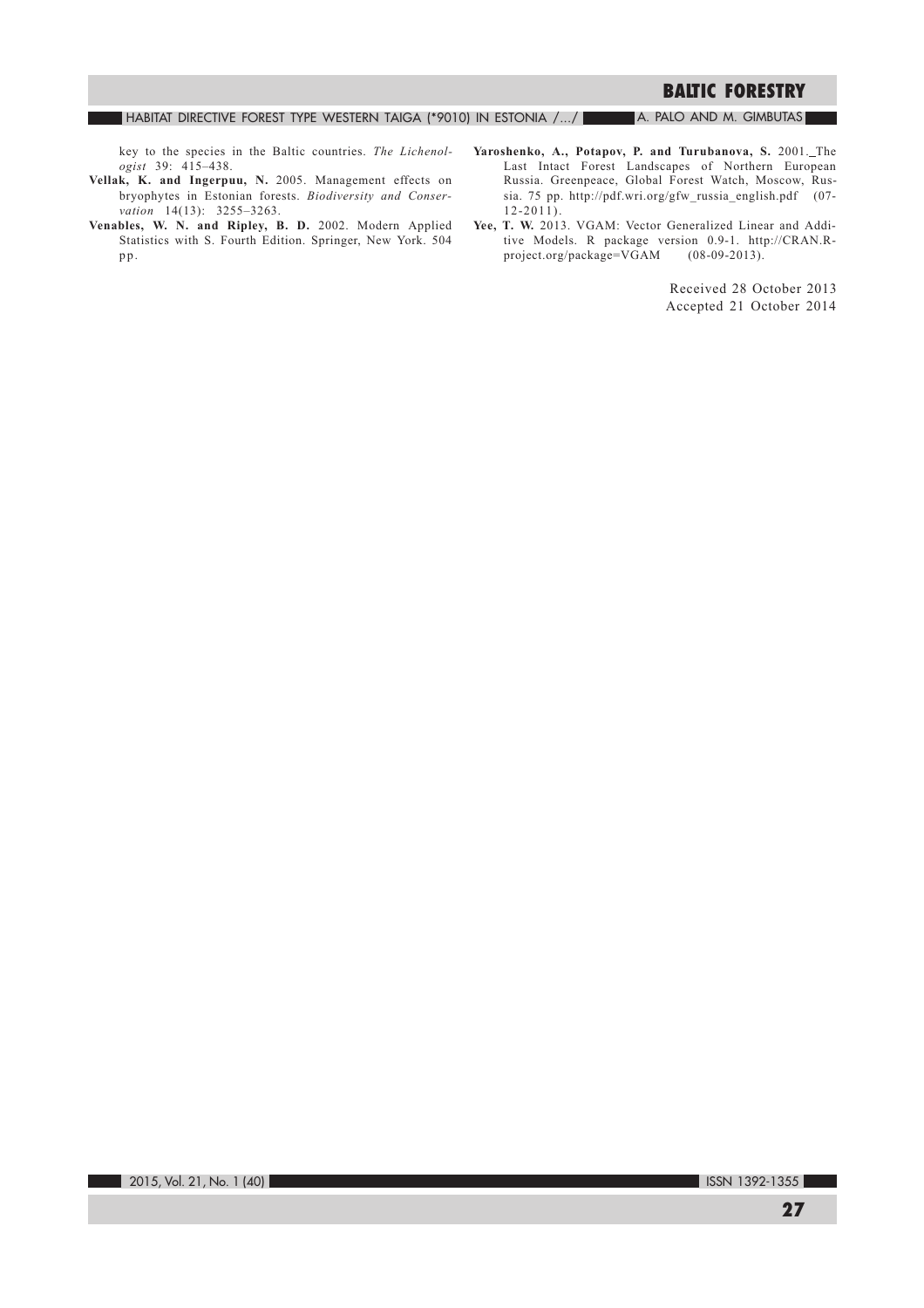key to the species in the Baltic countries. *The Lichenologist* 39: 415–438.

**Vellak, K. and Ingerpuu, N.** 2005. Management effects on bryophytes in Estonian forests. *Biodiversity and Conservation* 14(13): 3255–3263.

**Venables, W. N. and Ripley, B. D.** 2002. Modern Applied Statistics with S. Fourth Edition. Springer, New York. 504 pp.

**Yaroshenko, A., Potapov, P. and Turubanova, S.** 2001. The Last Intact Forest Landscapes of Northern European Russia. Greenpeace, Global Forest Watch, Moscow, Russia. 75 pp. http://pdf.wri.org/gfw_russia_english.pdf (07-12-2011).

**Yee, T. W.** 2013. VGAM: Vector Generalized Linear and Additive Models. R package version 0.9-1. http://CRAN.R-project.org/package=VGAM (08-09-2013).

Received 28 October 2013
Accepted 21 October 2014